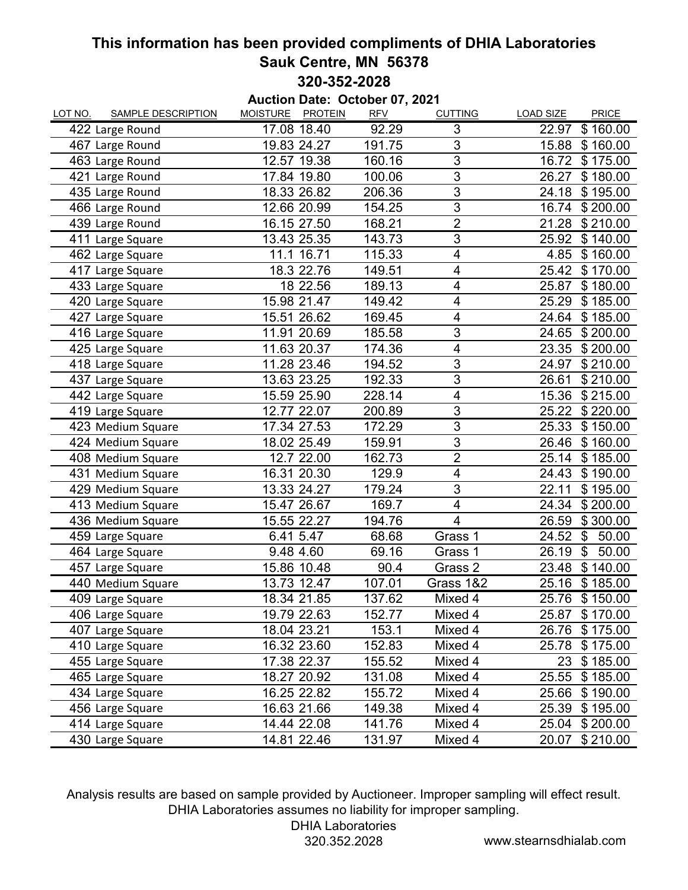# This information has been provided compliments of DHIA Laboratories

## Sauk Centre, MN 56378

## 320-352-2028

**Auction Date: October 07, 2021**

| LOT NO. | SAMPLE DESCRIPTION | MOISTURE | PROTEIN | RFV | CUTTING | LOAD SIZE | PRICE |
|---|---|---|---|---|---|---|---|
| 422 | Large Round | 17.08 | 18.40 | 92.29 | 3 | 22.97 | $ 160.00 |
| 467 | Large Round | 19.83 | 24.27 | 191.75 | 3 | 15.88 | $ 160.00 |
| 463 | Large Round | 12.57 | 19.38 | 160.16 | 3 | 16.72 | $ 175.00 |
| 421 | Large Round | 17.84 | 19.80 | 100.06 | 3 | 26.27 | $ 180.00 |
| 435 | Large Round | 18.33 | 26.82 | 206.36 | 3 | 24.18 | $ 195.00 |
| 466 | Large Round | 12.66 | 20.99 | 154.25 | 3 | 16.74 | $ 200.00 |
| 439 | Large Round | 16.15 | 27.50 | 168.21 | 2 | 21.28 | $ 210.00 |
| 411 | Large Square | 13.43 | 25.35 | 143.73 | 3 | 25.92 | $ 140.00 |
| 462 | Large Square | 11.1 | 16.71 | 115.33 | 4 | 4.85 | $ 160.00 |
| 417 | Large Square | 18.3 | 22.76 | 149.51 | 4 | 25.42 | $ 170.00 |
| 433 | Large Square | 18 | 22.56 | 189.13 | 4 | 25.87 | $ 180.00 |
| 420 | Large Square | 15.98 | 21.47 | 149.42 | 4 | 25.29 | $ 185.00 |
| 427 | Large Square | 15.51 | 26.62 | 169.45 | 4 | 24.64 | $ 185.00 |
| 416 | Large Square | 11.91 | 20.69 | 185.58 | 3 | 24.65 | $ 200.00 |
| 425 | Large Square | 11.63 | 20.37 | 174.36 | 4 | 23.35 | $ 200.00 |
| 418 | Large Square | 11.28 | 23.46 | 194.52 | 3 | 24.97 | $ 210.00 |
| 437 | Large Square | 13.63 | 23.25 | 192.33 | 3 | 26.61 | $ 210.00 |
| 442 | Large Square | 15.59 | 25.90 | 228.14 | 4 | 15.36 | $ 215.00 |
| 419 | Large Square | 12.77 | 22.07 | 200.89 | 3 | 25.22 | $ 220.00 |
| 423 | Medium Square | 17.34 | 27.53 | 172.29 | 3 | 25.33 | $ 150.00 |
| 424 | Medium Square | 18.02 | 25.49 | 159.91 | 3 | 26.46 | $ 160.00 |
| 408 | Medium Square | 12.7 | 22.00 | 162.73 | 2 | 25.14 | $ 185.00 |
| 431 | Medium Square | 16.31 | 20.30 | 129.9 | 4 | 24.43 | $ 190.00 |
| 429 | Medium Square | 13.33 | 24.27 | 179.24 | 3 | 22.11 | $ 195.00 |
| 413 | Medium Square | 15.47 | 26.67 | 169.7 | 4 | 24.34 | $ 200.00 |
| 436 | Medium Square | 15.55 | 22.27 | 194.76 | 4 | 26.59 | $ 300.00 |
| 459 | Large Square | 6.41 | 5.47 | 68.68 | Grass 1 | 24.52 | $ 50.00 |
| 464 | Large Square | 9.48 | 4.60 | 69.16 | Grass 1 | 26.19 | $ 50.00 |
| 457 | Large Square | 15.86 | 10.48 | 90.4 | Grass 2 | 23.48 | $ 140.00 |
| 440 | Medium Square | 13.73 | 12.47 | 107.01 | Grass 1&2 | 25.16 | $ 185.00 |
| 409 | Large Square | 18.34 | 21.85 | 137.62 | Mixed 4 | 25.76 | $ 150.00 |
| 406 | Large Square | 19.79 | 22.63 | 152.77 | Mixed 4 | 25.87 | $ 170.00 |
| 407 | Large Square | 18.04 | 23.21 | 153.1 | Mixed 4 | 26.76 | $ 175.00 |
| 410 | Large Square | 16.32 | 23.60 | 152.83 | Mixed 4 | 25.78 | $ 175.00 |
| 455 | Large Square | 17.38 | 22.37 | 155.52 | Mixed 4 | 23 | $ 185.00 |
| 465 | Large Square | 18.27 | 20.92 | 131.08 | Mixed 4 | 25.55 | $ 185.00 |
| 434 | Large Square | 16.25 | 22.82 | 155.72 | Mixed 4 | 25.66 | $ 190.00 |
| 456 | Large Square | 16.63 | 21.66 | 149.38 | Mixed 4 | 25.39 | $ 195.00 |
| 414 | Large Square | 14.44 | 22.08 | 141.76 | Mixed 4 | 25.04 | $ 200.00 |
| 430 | Large Square | 14.81 | 22.46 | 131.97 | Mixed 4 | 20.07 | $ 210.00 |

Analysis results are based on sample provided by Auctioneer. Improper sampling will effect result. DHIA Laboratories assumes no liability for improper sampling.

DHIA Laboratories
320.352.2028

www.stearnsdhialab.com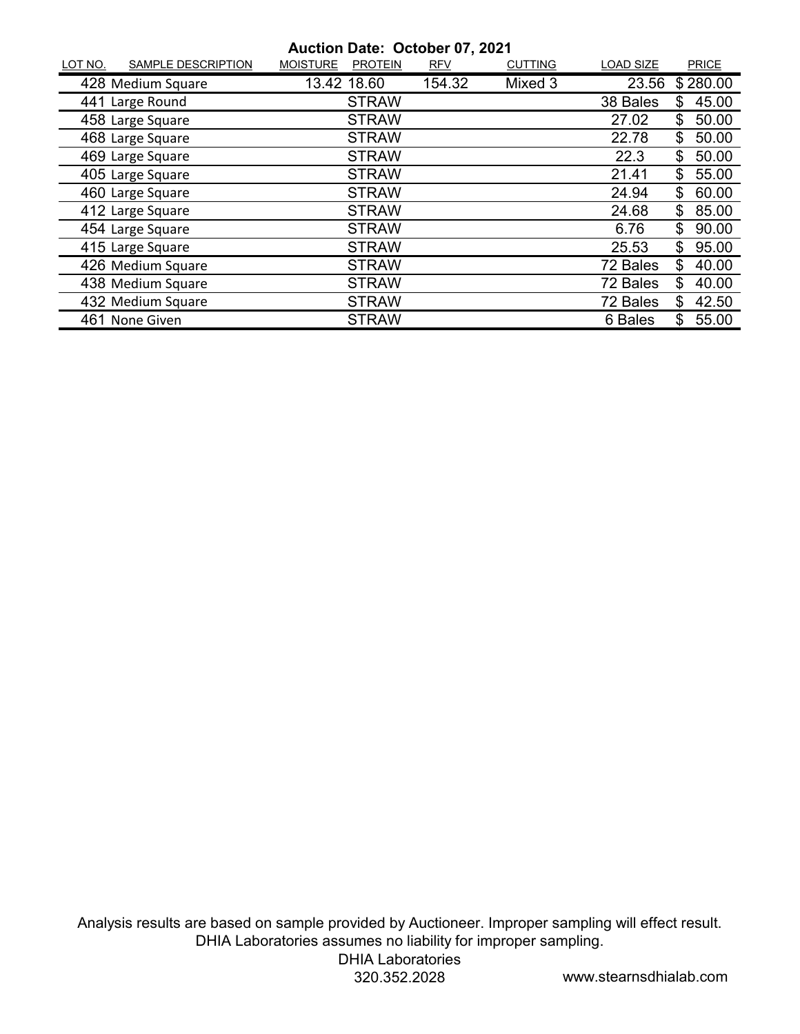**Auction Date: October 07, 2021**

| LOT NO. | SAMPLE DESCRIPTION | MOISTURE | PROTEIN | RFV | CUTTING | LOAD SIZE | PRICE |
|---|---|---|---|---|---|---|---|
| 428 | Medium Square | 13.42 | 18.60 | 154.32 | Mixed 3 | 23.56 | $ 280.00 |
| 441 | Large Round | | STRAW | | | 38 Bales | $ 45.00 |
| 458 | Large Square | | STRAW | | | 27.02 | $ 50.00 |
| 468 | Large Square | | STRAW | | | 22.78 | $ 50.00 |
| 469 | Large Square | | STRAW | | | 22.3 | $ 50.00 |
| 405 | Large Square | | STRAW | | | 21.41 | $ 55.00 |
| 460 | Large Square | | STRAW | | | 24.94 | $ 60.00 |
| 412 | Large Square | | STRAW | | | 24.68 | $ 85.00 |
| 454 | Large Square | | STRAW | | | 6.76 | $ 90.00 |
| 415 | Large Square | | STRAW | | | 25.53 | $ 95.00 |
| 426 | Medium Square | | STRAW | | | 72 Bales | $ 40.00 |
| 438 | Medium Square | | STRAW | | | 72 Bales | $ 40.00 |
| 432 | Medium Square | | STRAW | | | 72 Bales | $ 42.50 |
| 461 | None Given | | STRAW | | | 6 Bales | $ 55.00 |

Analysis results are based on sample provided by Auctioneer. Improper sampling will effect result.
DHIA Laboratories assumes no liability for improper sampling.

DHIA Laboratories
320.352.2028

www.stearnsdhialab.com